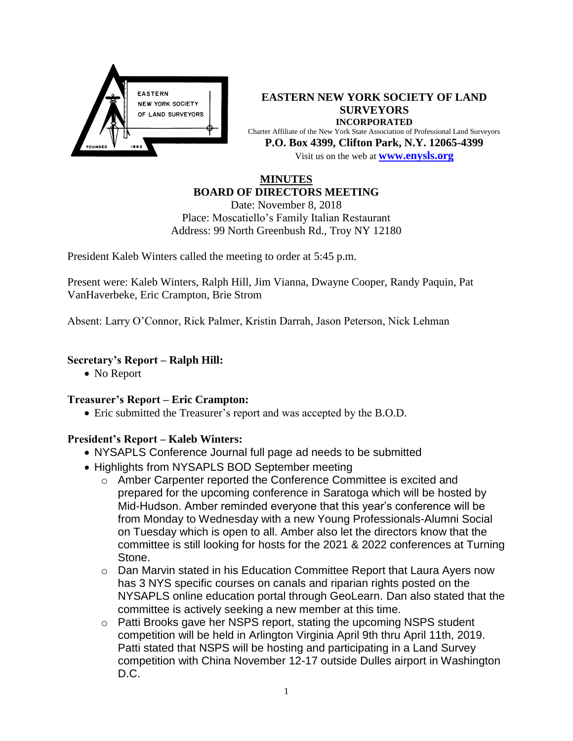**EASTERN NEW YORK SOCIETY OF LAND SURVEYORS**
**INCORPORATED**
Charter Affiliate of the New York State Association of Professional Land Surveyors
**P.O. Box 4399, Clifton Park, N.Y. 12065-4399**
Visit us on the web at **www.enysls.org**

# MINUTES
## BOARD OF DIRECTORS MEETING

Date: November 8, 2018
Place: Moscatiello's Family Italian Restaurant
Address: 99 North Greenbush Rd., Troy NY 12180

President Kaleb Winters called the meeting to order at 5:45 p.m.

Present were: Kaleb Winters, Ralph Hill, Jim Vianna, Dwayne Cooper, Randy Paquin, Pat VanHaverbeke, Eric Crampton, Brie Strom

Absent: Larry O'Connor, Rick Palmer, Kristin Darrah, Jason Peterson, Nick Lehman

### Secretary's Report – Ralph Hill:

- No Report

### Treasurer's Report – Eric Crampton:

- Eric submitted the Treasurer's report and was accepted by the B.O.D.

### President's Report – Kaleb Winters:

- NYSAPLS Conference Journal full page ad needs to be submitted
- Highlights from NYSAPLS BOD September meeting
  - Amber Carpenter reported the Conference Committee is excited and prepared for the upcoming conference in Saratoga which will be hosted by Mid-Hudson. Amber reminded everyone that this year's conference will be from Monday to Wednesday with a new Young Professionals-Alumni Social on Tuesday which is open to all. Amber also let the directors know that the committee is still looking for hosts for the 2021 & 2022 conferences at Turning Stone.
  - Dan Marvin stated in his Education Committee Report that Laura Ayers now has 3 NYS specific courses on canals and riparian rights posted on the NYSAPLS online education portal through GeoLearn. Dan also stated that the committee is actively seeking a new member at this time.
  - Patti Brooks gave her NSPS report, stating the upcoming NSPS student competition will be held in Arlington Virginia April 9th thru April 11th, 2019. Patti stated that NSPS will be hosting and participating in a Land Survey competition with China November 12-17 outside Dulles airport in Washington D.C.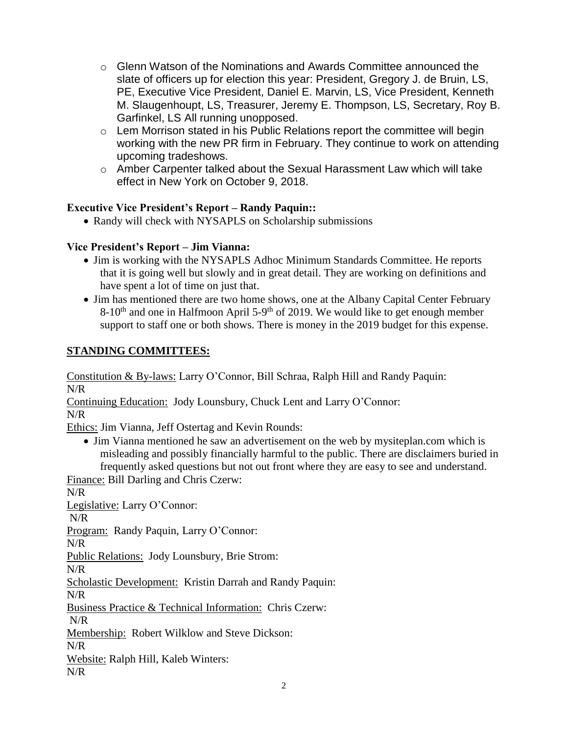- Glenn Watson of the Nominations and Awards Committee announced the slate of officers up for election this year: President, Gregory J. de Bruin, LS, PE, Executive Vice President, Daniel E. Marvin, LS, Vice President, Kenneth M. Slaugenhoupt, LS, Treasurer, Jeremy E. Thompson, LS, Secretary, Roy B. Garfinkel, LS All running unopposed.
- Lem Morrison stated in his Public Relations report the committee will begin working with the new PR firm in February. They continue to work on attending upcoming tradeshows.
- Amber Carpenter talked about the Sexual Harassment Law which will take effect in New York on October 9, 2018.

**Executive Vice President's Report – Randy Paquin::**

- Randy will check with NYSAPLS on Scholarship submissions

**Vice President's Report – Jim Vianna:**

- Jim is working with the NYSAPLS Adhoc Minimum Standards Committee. He reports that it is going well but slowly and in great detail. They are working on definitions and have spent a lot of time on just that.
- Jim has mentioned there are two home shows, one at the Albany Capital Center February 8-10th and one in Halfmoon April 5-9th of 2019. We would like to get enough member support to staff one or both shows. There is money in the 2019 budget for this expense.

## STANDING COMMITTEES:

Constitution & By-laws: Larry O'Connor, Bill Schraa, Ralph Hill and Randy Paquin:
N/R

Continuing Education: Jody Lounsbury, Chuck Lent and Larry O'Connor:
N/R

Ethics: Jim Vianna, Jeff Ostertag and Kevin Rounds:

- Jim Vianna mentioned he saw an advertisement on the web by mysiteplan.com which is misleading and possibly financially harmful to the public. There are disclaimers buried in frequently asked questions but not out front where they are easy to see and understand.

Finance: Bill Darling and Chris Czerw:
N/R

Legislative: Larry O'Connor:
N/R

Program: Randy Paquin, Larry O'Connor:
N/R

Public Relations: Jody Lounsbury, Brie Strom:
N/R

Scholastic Development: Kristin Darrah and Randy Paquin:
N/R

Business Practice & Technical Information: Chris Czerw:
N/R

Membership: Robert Wilklow and Steve Dickson:
N/R

Website: Ralph Hill, Kaleb Winters:
N/R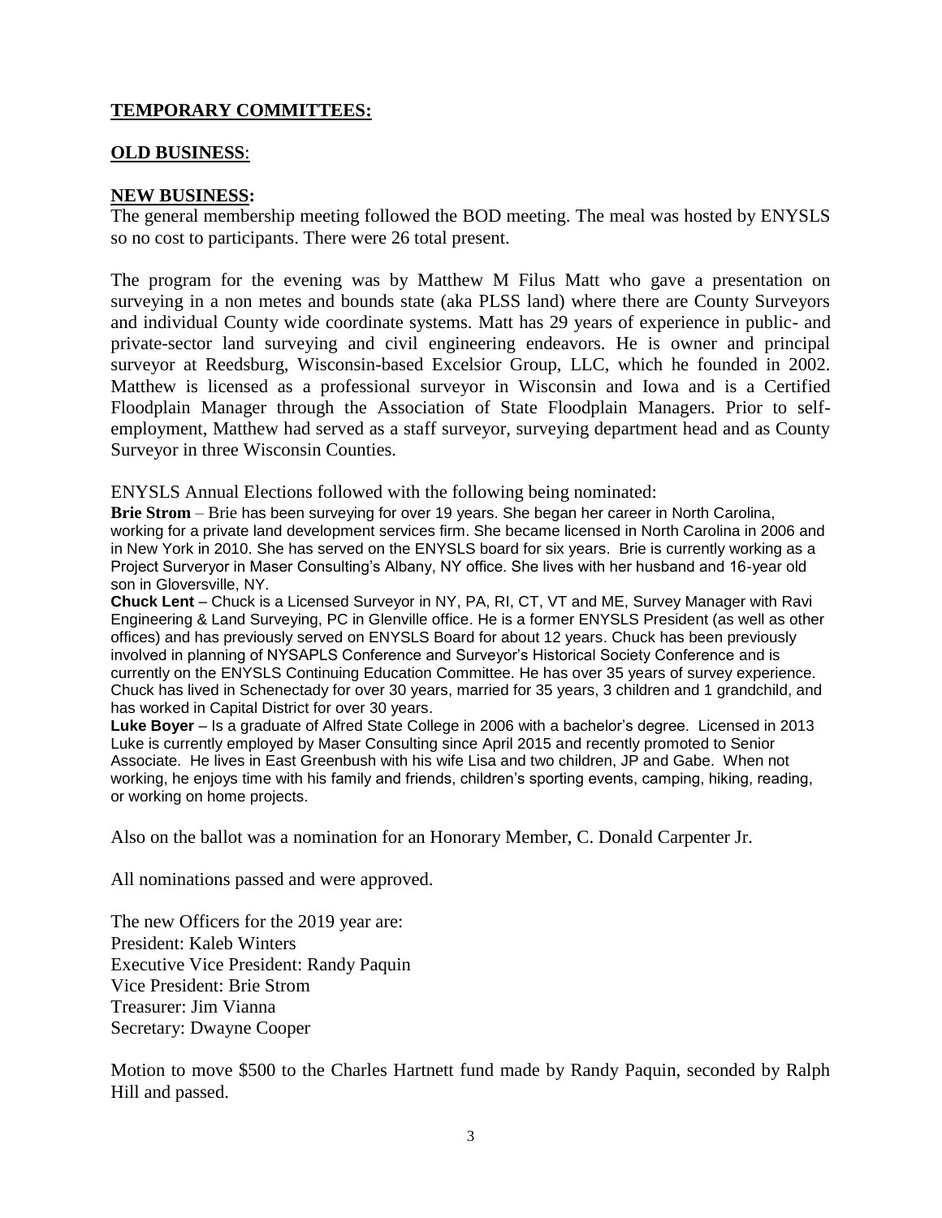**TEMPORARY COMMITTEES:**

**OLD BUSINESS**:

**NEW BUSINESS:**

The general membership meeting followed the BOD meeting. The meal was hosted by ENYSLS so no cost to participants. There were 26 total present.

The program for the evening was by Matthew M Filus Matt who gave a presentation on surveying in a non metes and bounds state (aka PLSS land) where there are County Surveyors and individual County wide coordinate systems. Matt has 29 years of experience in public- and private-sector land surveying and civil engineering endeavors. He is owner and principal surveyor at Reedsburg, Wisconsin-based Excelsior Group, LLC, which he founded in 2002. Matthew is licensed as a professional surveyor in Wisconsin and Iowa and is a Certified Floodplain Manager through the Association of State Floodplain Managers. Prior to self-employment, Matthew had served as a staff surveyor, surveying department head and as County Surveyor in three Wisconsin Counties.

ENYSLS Annual Elections followed with the following being nominated:

**Brie Strom** – Brie has been surveying for over 19 years. She began her career in North Carolina, working for a private land development services firm. She became licensed in North Carolina in 2006 and in New York in 2010. She has served on the ENYSLS board for six years. Brie is currently working as a Project Surveryor in Maser Consulting's Albany, NY office. She lives with her husband and 16-year old son in Gloversville, NY.

**Chuck Lent** – Chuck is a Licensed Surveyor in NY, PA, RI, CT, VT and ME, Survey Manager with Ravi Engineering & Land Surveying, PC in Glenville office. He is a former ENYSLS President (as well as other offices) and has previously served on ENYSLS Board for about 12 years. Chuck has been previously involved in planning of NYSAPLS Conference and Surveyor's Historical Society Conference and is currently on the ENYSLS Continuing Education Committee. He has over 35 years of survey experience. Chuck has lived in Schenectady for over 30 years, married for 35 years, 3 children and 1 grandchild, and has worked in Capital District for over 30 years.

**Luke Boyer** – Is a graduate of Alfred State College in 2006 with a bachelor's degree. Licensed in 2013 Luke is currently employed by Maser Consulting since April 2015 and recently promoted to Senior Associate. He lives in East Greenbush with his wife Lisa and two children, JP and Gabe. When not working, he enjoys time with his family and friends, children's sporting events, camping, hiking, reading, or working on home projects.

Also on the ballot was a nomination for an Honorary Member, C. Donald Carpenter Jr.

All nominations passed and were approved.

The new Officers for the 2019 year are:
President: Kaleb Winters
Executive Vice President: Randy Paquin
Vice President: Brie Strom
Treasurer: Jim Vianna
Secretary: Dwayne Cooper

Motion to move $500 to the Charles Hartnett fund made by Randy Paquin, seconded by Ralph Hill and passed.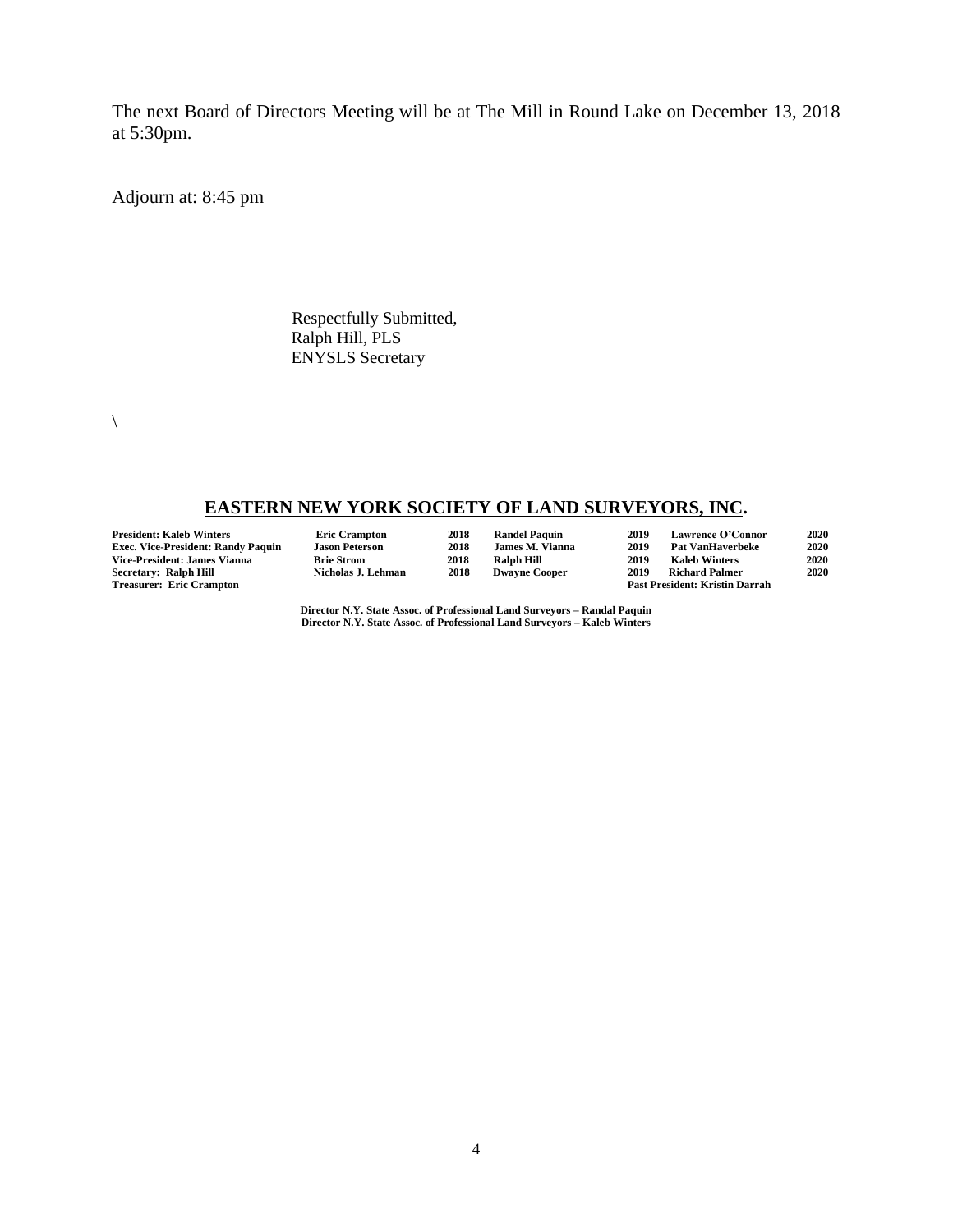The next Board of Directors Meeting will be at The Mill in Round Lake on December 13, 2018 at 5:30pm.

Adjourn at: 8:45 pm

Respectfully Submitted,
Ralph Hill, PLS
ENYSLS Secretary

\

## EASTERN NEW YORK SOCIETY OF LAND SURVEYORS, INC.

| | | | | | | | |
|---|---|---|---|---|---|---|---|
| **President: Kaleb Winters** | **Eric Crampton** | **2018** | **Randel Paquin** | **2019** | **Lawrence O'Connor** | **2020** |
| **Exec. Vice-President: Randy Paquin** | **Jason Peterson** | **2018** | **James M. Vianna** | **2019** | **Pat VanHaverbeke** | **2020** |
| **Vice-President: James Vianna** | **Brie Strom** | **2018** | **Ralph Hill** | **2019** | **Kaleb Winters** | **2020** |
| **Secretary: Ralph Hill** | **Nicholas J. Lehman** | **2018** | **Dwayne Cooper** | **2019** | **Richard Palmer** | **2020** |
| **Treasurer: Eric Crampton** | | | | **Past President: Kristin Darrah** | | |

**Director N.Y. State Assoc. of Professional Land Surveyors – Randal Paquin**
**Director N.Y. State Assoc. of Professional Land Surveyors – Kaleb Winters**